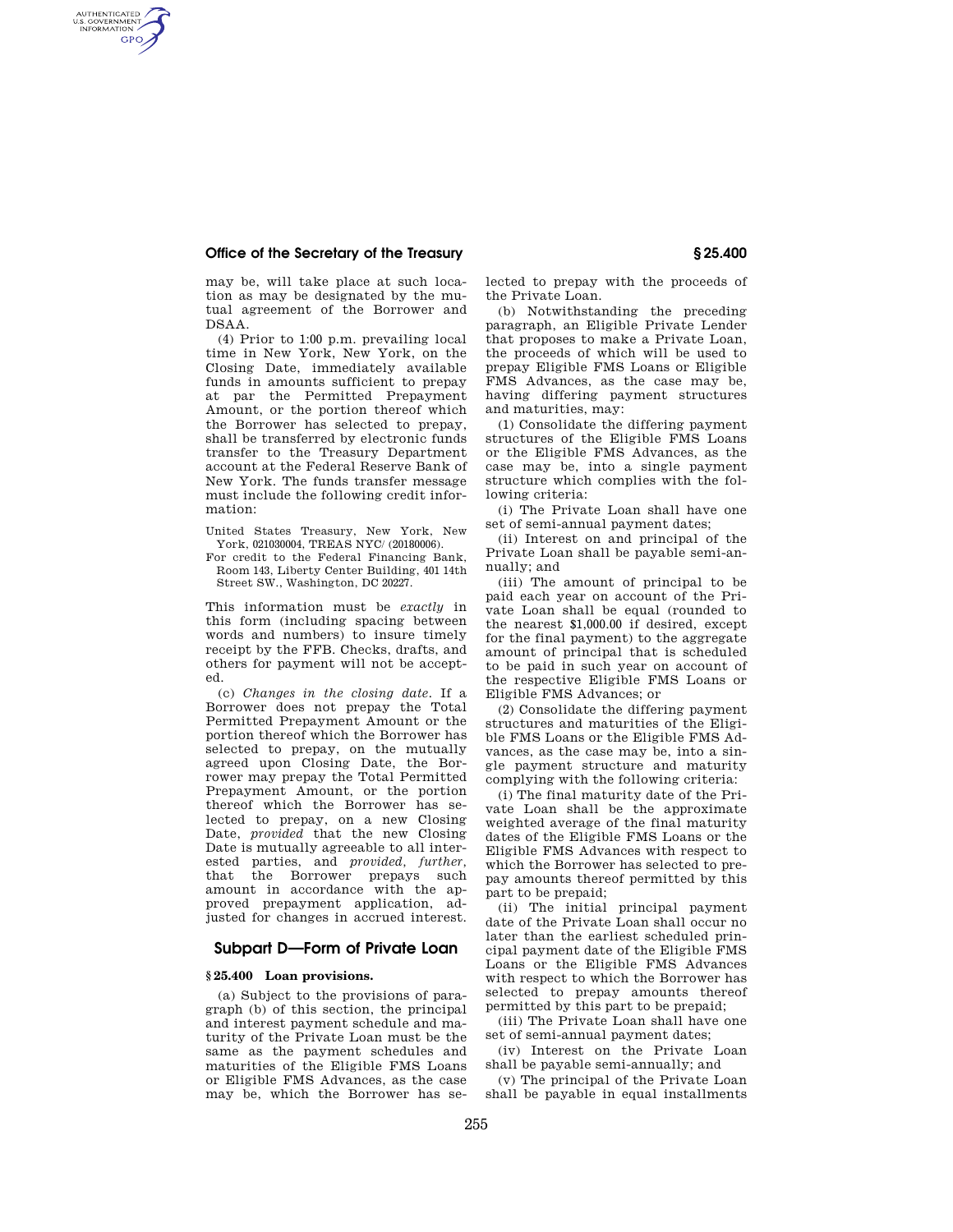may be, will take place at such location as may be designated by the mutual agreement of the Borrower and DSAA.

(4) Prior to 1:00 p.m. prevailing local time in New York, New York, on the Closing Date, immediately available funds in amounts sufficient to prepay at par the Permitted Prepayment Amount, or the portion thereof which the Borrower has selected to prepay, shall be transferred by electronic funds transfer to the Treasury Department account at the Federal Reserve Bank of New York. The funds transfer message must include the following credit information:

United States Treasury, New York, New York, 021030004, TREAS NYC/ (20180006).

For credit to the Federal Financing Bank, Room 143, Liberty Center Building, 401 14th Street SW., Washington, DC 20227.

This information must be *exactly* in this form (including spacing between words and numbers) to insure timely receipt by the FFB. Checks, drafts, and others for payment will not be accepted.

(c) *Changes in the closing date.* If a Borrower does not prepay the Total Permitted Prepayment Amount or the portion thereof which the Borrower has selected to prepay, on the mutually agreed upon Closing Date, the Borrower may prepay the Total Permitted Prepayment Amount, or the portion thereof which the Borrower has selected to prepay, on a new Closing Date, *provided* that the new Closing Date is mutually agreeable to all interested parties, and *provided, further,* that the Borrower prepays such amount in accordance with the approved prepayment application, adjusted for changes in accrued interest.

## Subpart D—Form of Private Loan

### § 25.400 Loan provisions.

(a) Subject to the provisions of paragraph (b) of this section, the principal and interest payment schedule and maturity of the Private Loan must be the same as the payment schedules and maturities of the Eligible FMS Loans or Eligible FMS Advances, as the case may be, which the Borrower has selected to prepay with the proceeds of the Private Loan.

(b) Notwithstanding the preceding paragraph, an Eligible Private Lender that proposes to make a Private Loan, the proceeds of which will be used to prepay Eligible FMS Loans or Eligible FMS Advances, as the case may be, having differing payment structures and maturities, may:

(1) Consolidate the differing payment structures of the Eligible FMS Loans or the Eligible FMS Advances, as the case may be, into a single payment structure which complies with the following criteria:

(i) The Private Loan shall have one set of semi-annual payment dates;

(ii) Interest on and principal of the Private Loan shall be payable semi-annually; and

(iii) The amount of principal to be paid each year on account of the Private Loan shall be equal (rounded to the nearest $1,000.00 if desired, except for the final payment) to the aggregate amount of principal that is scheduled to be paid in such year on account of the respective Eligible FMS Loans or Eligible FMS Advances; or

(2) Consolidate the differing payment structures and maturities of the Eligible FMS Loans or the Eligible FMS Advances, as the case may be, into a single payment structure and maturity complying with the following criteria:

(i) The final maturity date of the Private Loan shall be the approximate weighted average of the final maturity dates of the Eligible FMS Loans or the Eligible FMS Advances with respect to which the Borrower has selected to prepay amounts thereof permitted by this part to be prepaid;

(ii) The initial principal payment date of the Private Loan shall occur no later than the earliest scheduled principal payment date of the Eligible FMS Loans or the Eligible FMS Advances with respect to which the Borrower has selected to prepay amounts thereof permitted by this part to be prepaid;

(iii) The Private Loan shall have one set of semi-annual payment dates;

(iv) Interest on the Private Loan shall be payable semi-annually; and

(v) The principal of the Private Loan shall be payable in equal installments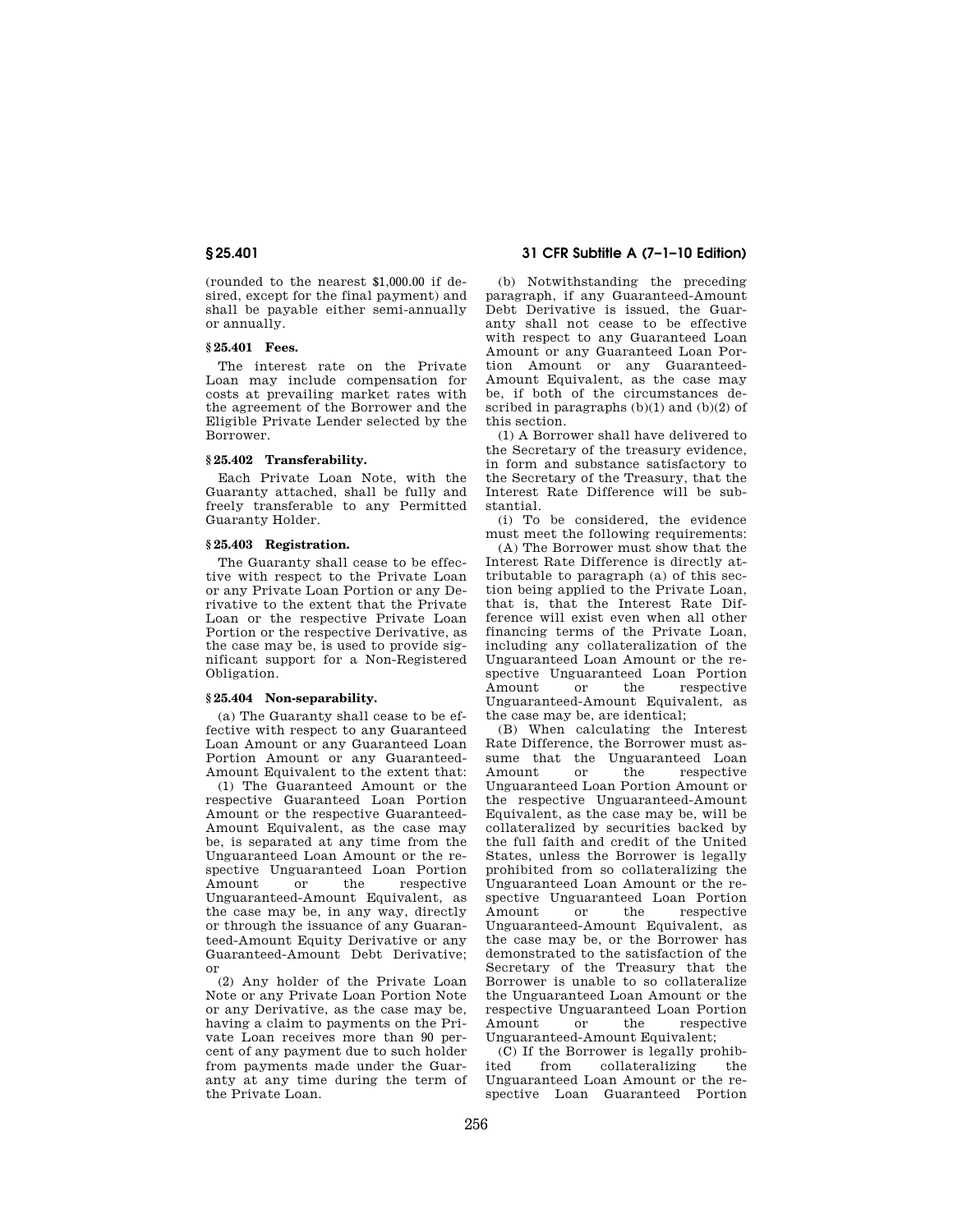(rounded to the nearest $1,000.00 if desired, except for the final payment) and shall be payable either semi-annually or annually.

### § 25.401 Fees.

The interest rate on the Private Loan may include compensation for costs at prevailing market rates with the agreement of the Borrower and the Eligible Private Lender selected by the Borrower.

### § 25.402 Transferability.

Each Private Loan Note, with the Guaranty attached, shall be fully and freely transferable to any Permitted Guaranty Holder.

### § 25.403 Registration.

The Guaranty shall cease to be effective with respect to the Private Loan or any Private Loan Portion or any Derivative to the extent that the Private Loan or the respective Private Loan Portion or the respective Derivative, as the case may be, is used to provide significant support for a Non-Registered Obligation.

### § 25.404 Non-separability.

(a) The Guaranty shall cease to be effective with respect to any Guaranteed Loan Amount or any Guaranteed Loan Portion Amount or any Guaranteed-Amount Equivalent to the extent that:

(1) The Guaranteed Amount or the respective Guaranteed Loan Portion Amount or the respective Guaranteed-Amount Equivalent, as the case may be, is separated at any time from the Unguaranteed Loan Amount or the respective Unguaranteed Loan Portion Amount or the respective Unguaranteed-Amount Equivalent, as the case may be, in any way, directly or through the issuance of any Guaranteed-Amount Equity Derivative or any Guaranteed-Amount Debt Derivative; or

(2) Any holder of the Private Loan Note or any Private Loan Portion Note or any Derivative, as the case may be, having a claim to payments on the Private Loan receives more than 90 percent of any payment due to such holder from payments made under the Guaranty at any time during the term of the Private Loan.

(b) Notwithstanding the preceding paragraph, if any Guaranteed-Amount Debt Derivative is issued, the Guaranty shall not cease to be effective with respect to any Guaranteed Loan Amount or any Guaranteed Loan Portion Amount or any Guaranteed-Amount Equivalent, as the case may be, if both of the circumstances described in paragraphs (b)(1) and (b)(2) of this section.

(1) A Borrower shall have delivered to the Secretary of the treasury evidence, in form and substance satisfactory to the Secretary of the Treasury, that the Interest Rate Difference will be substantial.

(i) To be considered, the evidence must meet the following requirements:

(A) The Borrower must show that the Interest Rate Difference is directly attributable to paragraph (a) of this section being applied to the Private Loan, that is, that the Interest Rate Difference will exist even when all other financing terms of the Private Loan, including any collateralization of the Unguaranteed Loan Amount or the respective Unguaranteed Loan Portion Amount or the respective Unguaranteed-Amount Equivalent, as the case may be, are identical;

(B) When calculating the Interest Rate Difference, the Borrower must assume that the Unguaranteed Loan Amount or the respective Unguaranteed Loan Portion Amount or the respective Unguaranteed-Amount Equivalent, as the case may be, will be collateralized by securities backed by the full faith and credit of the United States, unless the Borrower is legally prohibited from so collateralizing the Unguaranteed Loan Amount or the respective Unguaranteed Loan Portion Amount or the respective Unguaranteed-Amount Equivalent, as the case may be, or the Borrower has demonstrated to the satisfaction of the Secretary of the Treasury that the Borrower is unable to so collateralize the Unguaranteed Loan Amount or the respective Unguaranteed Loan Portion Amount or the respective Unguaranteed-Amount Equivalent;

(C) If the Borrower is legally prohibited from collateralizing the Unguaranteed Loan Amount or the respective Loan Guaranteed Portion